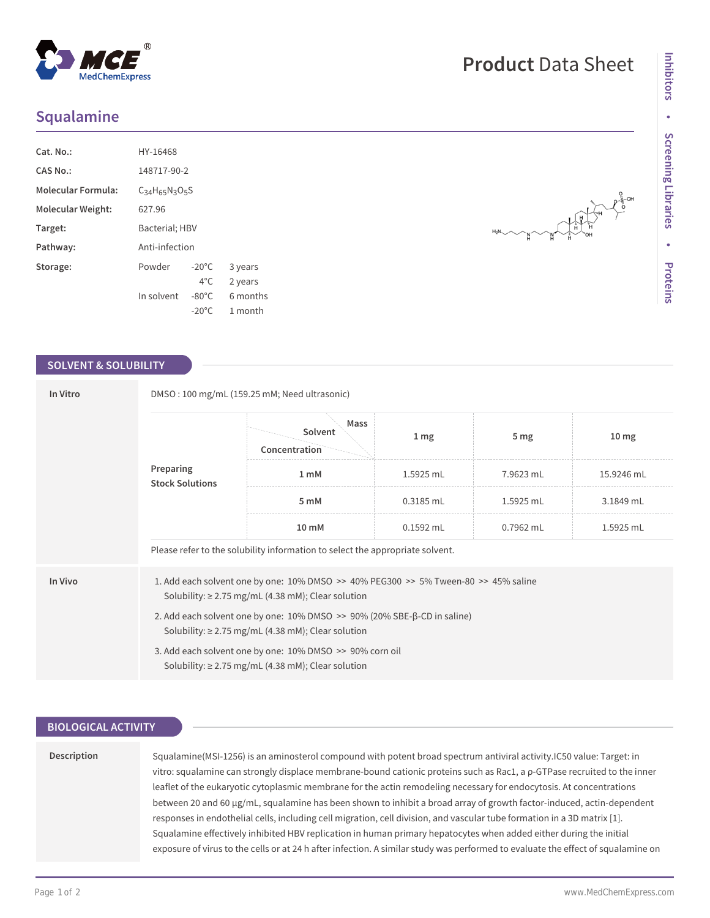# Product Data Sheet

## Squalamine

| | |
|---|---|
| **Cat. No.:** | HY-16468 |
| **CAS No.:** | 148717-90-2 |
| **Molecular Formula:** | $C_{34}H_{65}N_3O_5S$ |
| **Molecular Weight:** | 627.96 |
| **Target:** | Bacterial; HBV |
| **Pathway:** | Anti-infection |
| **Storage:** | Powder -20°C 3 years; 4°C 2 years. In solvent -80°C 6 months; -20°C 1 month |

## SOLVENT & SOLUBILITY

**In Vitro**

DMSO : 100 mg/mL (159.25 mM; Need ultrasonic)

**Preparing Stock Solutions**

| Concentration \ Solvent \ Mass | 1 mg | 5 mg | 10 mg |
|---|---|---|---|
| 1 mM | 1.5925 mL | 7.9623 mL | 15.9246 mL |
| 5 mM | 0.3185 mL | 1.5925 mL | 3.1849 mL |
| 10 mM | 0.1592 mL | 0.7962 mL | 1.5925 mL |

Please refer to the solubility information to select the appropriate solvent.

**In Vivo**

1. Add each solvent one by one: 10% DMSO >> 40% PEG300 >> 5% Tween-80 >> 45% saline
   Solubility: ≥ 2.75 mg/mL (4.38 mM); Clear solution
2. Add each solvent one by one: 10% DMSO >> 90% (20% SBE-β-CD in saline)
   Solubility: ≥ 2.75 mg/mL (4.38 mM); Clear solution
3. Add each solvent one by one: 10% DMSO >> 90% corn oil
   Solubility: ≥ 2.75 mg/mL (4.38 mM); Clear solution

## BIOLOGICAL ACTIVITY

**Description**

Squalamine(MSI-1256) is an aminosterol compound with potent broad spectrum antiviral activity.IC50 value: Target: in vitro: squalamine can strongly displace membrane-bound cationic proteins such as Rac1, a ρ-GTPase recruited to the inner leaflet of the eukaryotic cytoplasmic membrane for the actin remodeling necessary for endocytosis. At concentrations between 20 and 60 μg/mL, squalamine has been shown to inhibit a broad array of growth factor-induced, actin-dependent responses in endothelial cells, including cell migration, cell division, and vascular tube formation in a 3D matrix [1]. Squalamine effectively inhibited HBV replication in human primary hepatocytes when added either during the initial exposure of virus to the cells or at 24 h after infection. A similar study was performed to evaluate the effect of squalamine on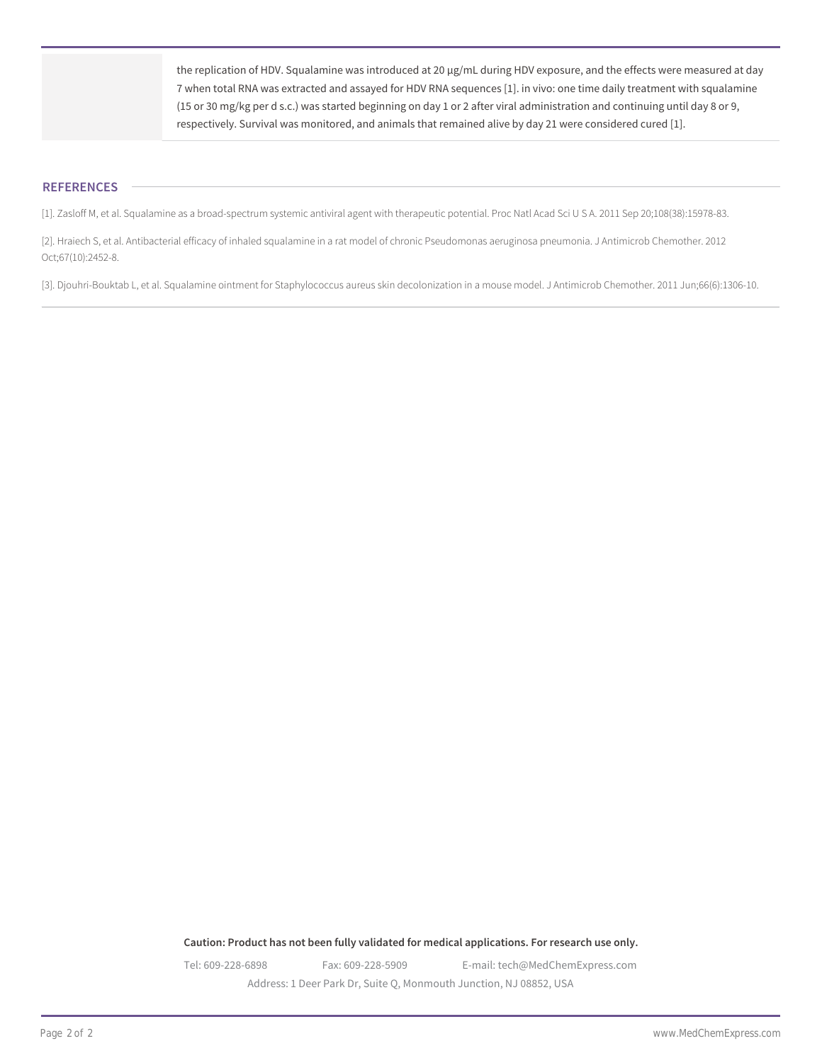the replication of HDV. Squalamine was introduced at 20 μg/mL during HDV exposure, and the effects were measured at day 7 when total RNA was extracted and assayed for HDV RNA sequences [1]. in vivo: one time daily treatment with squalamine (15 or 30 mg/kg per d s.c.) was started beginning on day 1 or 2 after viral administration and continuing until day 8 or 9, respectively. Survival was monitored, and animals that remained alive by day 21 were considered cured [1].

## REFERENCES

[1]. Zasloff M, et al. Squalamine as a broad-spectrum systemic antiviral agent with therapeutic potential. Proc Natl Acad Sci U S A. 2011 Sep 20;108(38):15978-83.

[2]. Hraiech S, et al. Antibacterial efficacy of inhaled squalamine in a rat model of chronic Pseudomonas aeruginosa pneumonia. J Antimicrob Chemother. 2012 Oct;67(10):2452-8.

[3]. Djouhri-Bouktab L, et al. Squalamine ointment for Staphylococcus aureus skin decolonization in a mouse model. J Antimicrob Chemother. 2011 Jun;66(6):1306-10.

**Caution: Product has not been fully validated for medical applications. For research use only.**

Tel: 609-228-6898 Fax: 609-228-5909 E-mail: tech@MedChemExpress.com

Address: 1 Deer Park Dr, Suite Q, Monmouth Junction, NJ 08852, USA